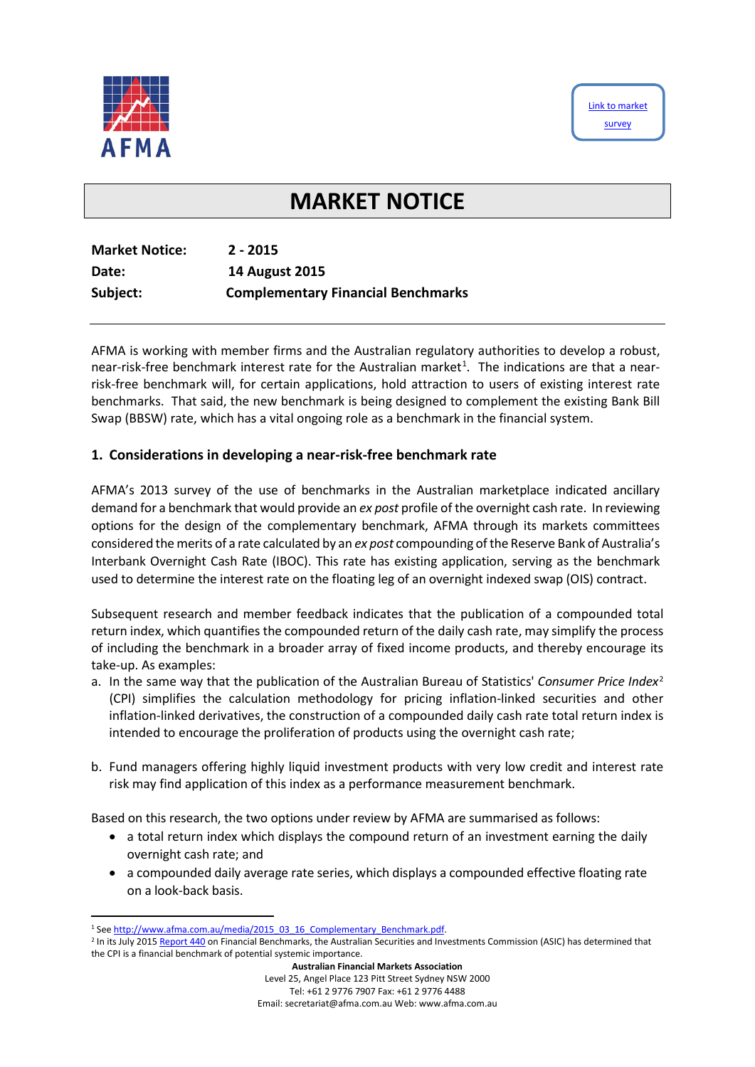AFMA

[Link to market survey]

# MARKET NOTICE

**Market Notice:** **2 - 2015**
**Date:** **14 August 2015**
**Subject:** **Complementary Financial Benchmarks**

---

AFMA is working with member firms and the Australian regulatory authorities to develop a robust, near-risk-free benchmark interest rate for the Australian market[1]. The indications are that a near-risk-free benchmark will, for certain applications, hold attraction to users of existing interest rate benchmarks. That said, the new benchmark is being designed to complement the existing Bank Bill Swap (BBSW) rate, which has a vital ongoing role as a benchmark in the financial system.

## 1. Considerations in developing a near-risk-free benchmark rate

AFMA's 2013 survey of the use of benchmarks in the Australian marketplace indicated ancillary demand for a benchmark that would provide an *ex post* profile of the overnight cash rate. In reviewing options for the design of the complementary benchmark, AFMA through its markets committees considered the merits of a rate calculated by an *ex post* compounding of the Reserve Bank of Australia's Interbank Overnight Cash Rate (IBOC). This rate has existing application, serving as the benchmark used to determine the interest rate on the floating leg of an overnight indexed swap (OIS) contract.

Subsequent research and member feedback indicates that the publication of a compounded total return index, which quantifies the compounded return of the daily cash rate, may simplify the process of including the benchmark in a broader array of fixed income products, and thereby encourage its take-up. As examples:

a. In the same way that the publication of the Australian Bureau of Statistics' *Consumer Price Index*[2] (CPI) simplifies the calculation methodology for pricing inflation-linked securities and other inflation-linked derivatives, the construction of a compounded daily cash rate total return index is intended to encourage the proliferation of products using the overnight cash rate;

b. Fund managers offering highly liquid investment products with very low credit and interest rate risk may find application of this index as a performance measurement benchmark.

Based on this research, the two options under review by AFMA are summarised as follows:

- a total return index which displays the compound return of an investment earning the daily overnight cash rate; and
- a compounded daily average rate series, which displays a compounded effective floating rate on a look-back basis.

---

[1] See http://www.afma.com.au/media/2015_03_16_Complementary_Benchmark.pdf.

[2] In its July 2015 Report 440 on Financial Benchmarks, the Australian Securities and Investments Commission (ASIC) has determined that the CPI is a financial benchmark of potential systemic importance.

**Australian Financial Markets Association**
Level 25, Angel Place 123 Pitt Street Sydney NSW 2000
Tel: +61 2 9776 7907 Fax: +61 2 9776 4488
Email: secretariat@afma.com.au Web: www.afma.com.au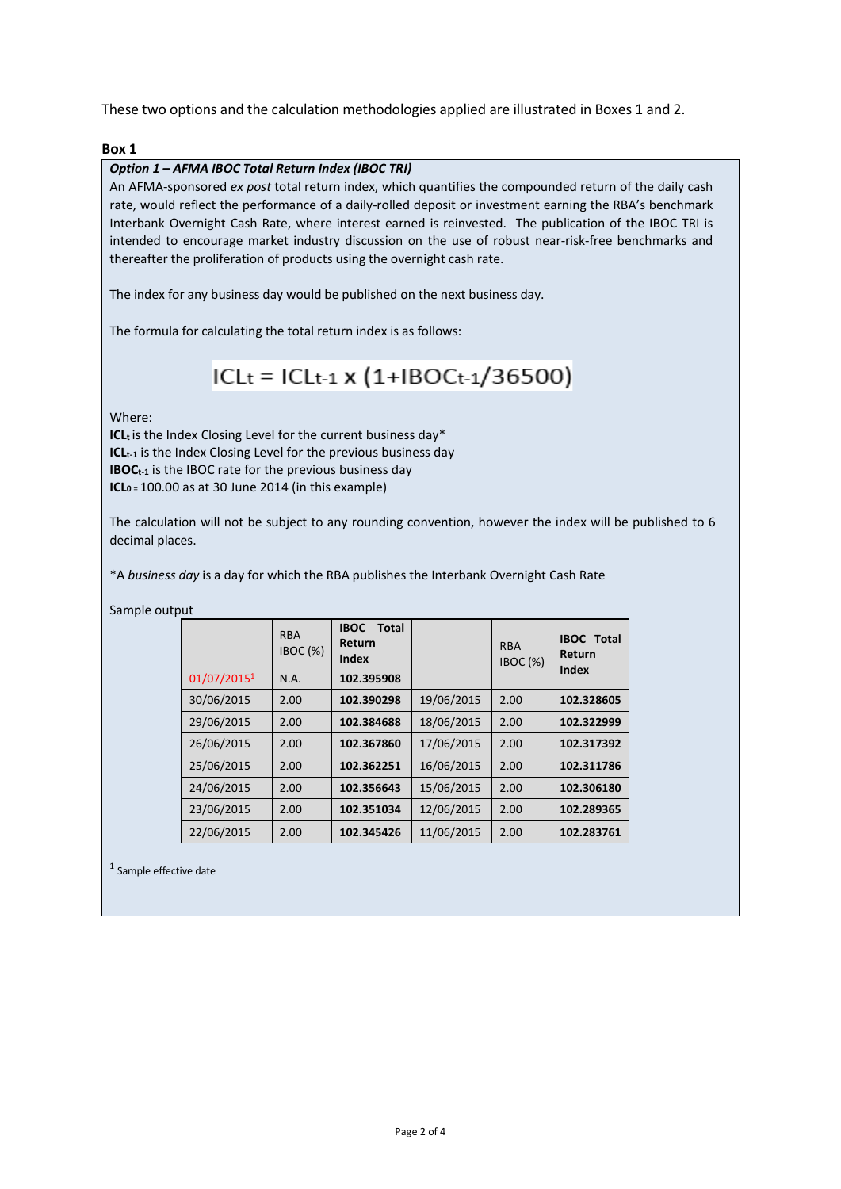These two options and the calculation methodologies applied are illustrated in Boxes 1 and 2.

**Box 1**

***Option 1 – AFMA IBOC Total Return Index (IBOC TRI)***

An AFMA-sponsored *ex post* total return index, which quantifies the compounded return of the daily cash rate, would reflect the performance of a daily-rolled deposit or investment earning the RBA's benchmark Interbank Overnight Cash Rate, where interest earned is reinvested. The publication of the IBOC TRI is intended to encourage market industry discussion on the use of robust near-risk-free benchmarks and thereafter the proliferation of products using the overnight cash rate.

The index for any business day would be published on the next business day.

The formula for calculating the total return index is as follows:

$$ICL_t = ICL_{t-1} \times (1 + IBOC_{t-1}/36500)$$

Where:

**$ICL_t$** is the Index Closing Level for the current business day*

**$ICL_{t-1}$** is the Index Closing Level for the previous business day

**$IBOC_{t-1}$** is the IBOC rate for the previous business day

**$ICL_0$** = 100.00 as at 30 June 2014 (in this example)

The calculation will not be subject to any rounding convention, however the index will be published to 6 decimal places.

*A *business day* is a day for which the RBA publishes the Interbank Overnight Cash Rate

Sample output

| | RBA IBOC (%) | **IBOC Total Return Index** | | RBA IBOC (%) | **IBOC Total Return Index** |
|---|---|---|---|---|---|
| 01/07/2015[1] | N.A. | **102.395908** | | | |
| 30/06/2015 | 2.00 | **102.390298** | 19/06/2015 | 2.00 | **102.328605** |
| 29/06/2015 | 2.00 | **102.384688** | 18/06/2015 | 2.00 | **102.322999** |
| 26/06/2015 | 2.00 | **102.367860** | 17/06/2015 | 2.00 | **102.317392** |
| 25/06/2015 | 2.00 | **102.362251** | 16/06/2015 | 2.00 | **102.311786** |
| 24/06/2015 | 2.00 | **102.356643** | 15/06/2015 | 2.00 | **102.306180** |
| 23/06/2015 | 2.00 | **102.351034** | 12/06/2015 | 2.00 | **102.289365** |
| 22/06/2015 | 2.00 | **102.345426** | 11/06/2015 | 2.00 | **102.283761** |

[1] Sample effective date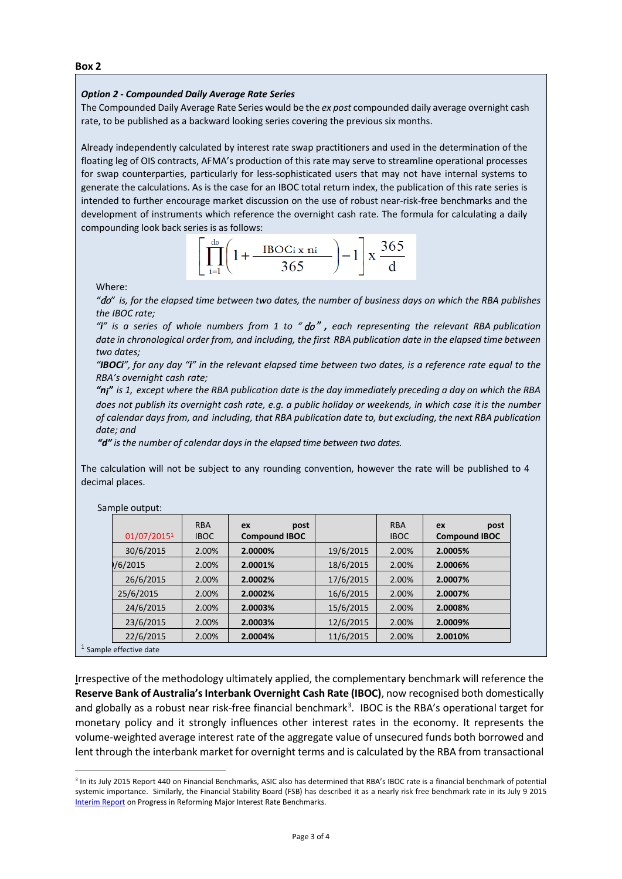**Box 2**

***Option 2 - Compounded Daily Average Rate Series***

The Compounded Daily Average Rate Series would be the *ex post* compounded daily average overnight cash rate, to be published as a backward looking series covering the previous six months.

Already independently calculated by interest rate swap practitioners and used in the determination of the floating leg of OIS contracts, AFMA's production of this rate may serve to streamline operational processes for swap counterparties, particularly for less-sophisticated users that may not have internal systems to generate the calculations. As is the case for an IBOC total return index, the publication of this rate series is intended to further encourage market discussion on the use of robust near-risk-free benchmarks and the development of instruments which reference the overnight cash rate. The formula for calculating a daily compounding look back series is as follows:

$$\left[\prod_{i=1}^{do}\left(1+\frac{\text{IBOC}i \times ni}{365}\right)-1\right] \times \frac{365}{d}$$

Where:

*"do" is, for the elapsed time between two dates, the number of business days on which the RBA publishes the IBOC rate;*

*"i" is a series of whole numbers from 1 to "do", each representing the relevant RBA publication date in chronological order from, and including, the first RBA publication date in the elapsed time between two dates;*

*"**IBOCi**", for any day "i" in the relevant elapsed time between two dates, is a reference rate equal to the RBA's overnight cash rate;*

***"ni"** is 1, except where the RBA publication date is the day immediately preceding a day on which the RBA does not publish its overnight cash rate, e.g. a public holiday or weekends, in which case it is the number of calendar days from, and including, that RBA publication date to, but excluding, the next RBA publication date; and*

***"d"** is the number of calendar days in the elapsed time between two dates.*

The calculation will not be subject to any rounding convention, however the rate will be published to 4 decimal places.

Sample output:

| 01/07/2015[1] | RBA IBOC | ex post Compound IBOC | | RBA IBOC | ex post Compound IBOC |
|---|---|---|---|---|---|
| 30/6/2015 | 2.00% | **2.0000%** | 19/6/2015 | 2.00% | **2.0005%** |
| )/6/2015 | 2.00% | **2.0001%** | 18/6/2015 | 2.00% | **2.0006%** |
| 26/6/2015 | 2.00% | **2.0002%** | 17/6/2015 | 2.00% | **2.0007%** |
| 25/6/2015 | 2.00% | **2.0002%** | 16/6/2015 | 2.00% | **2.0007%** |
| 24/6/2015 | 2.00% | **2.0003%** | 15/6/2015 | 2.00% | **2.0008%** |
| 23/6/2015 | 2.00% | **2.0003%** | 12/6/2015 | 2.00% | **2.0009%** |
| 22/6/2015 | 2.00% | **2.0004%** | 11/6/2015 | 2.00% | **2.0010%** |

[1] Sample effective date

Irrespective of the methodology ultimately applied, the complementary benchmark will reference the **Reserve Bank of Australia's Interbank Overnight Cash Rate (IBOC)**, now recognised both domestically and globally as a robust near risk-free financial benchmark[3]. IBOC is the RBA's operational target for monetary policy and it strongly influences other interest rates in the economy. It represents the volume-weighted average interest rate of the aggregate value of unsecured funds both borrowed and lent through the interbank market for overnight terms and is calculated by the RBA from transactional

[3] In its July 2015 Report 440 on Financial Benchmarks, ASIC also has determined that RBA's IBOC rate is a financial benchmark of potential systemic importance. Similarly, the Financial Stability Board (FSB) has described it as a nearly risk free benchmark rate in its July 9 2015 Interim Report on Progress in Reforming Major Interest Rate Benchmarks.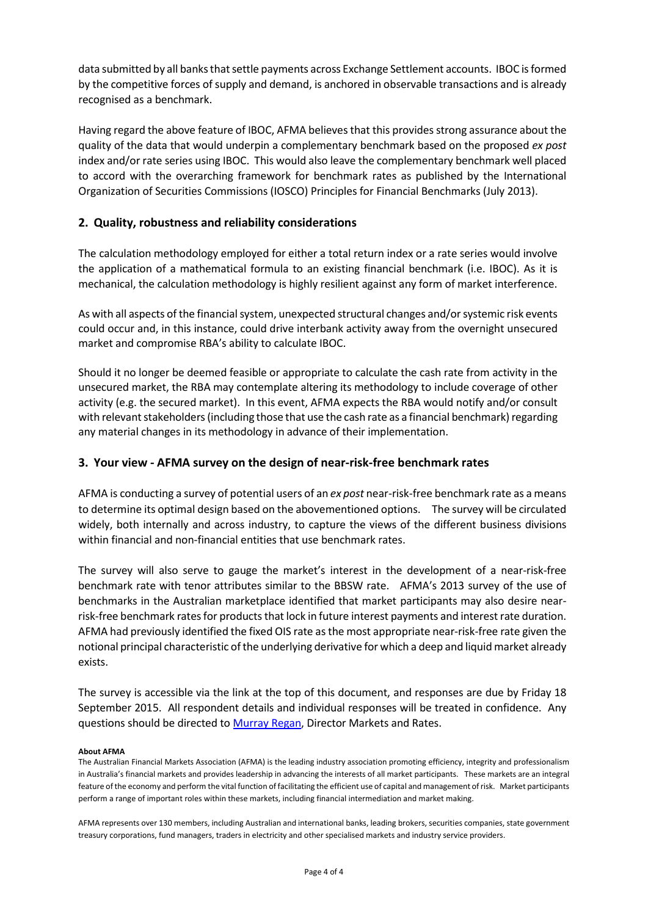data submitted by all banks that settle payments across Exchange Settlement accounts. IBOC is formed by the competitive forces of supply and demand, is anchored in observable transactions and is already recognised as a benchmark.

Having regard the above feature of IBOC, AFMA believes that this provides strong assurance about the quality of the data that would underpin a complementary benchmark based on the proposed *ex post* index and/or rate series using IBOC. This would also leave the complementary benchmark well placed to accord with the overarching framework for benchmark rates as published by the International Organization of Securities Commissions (IOSCO) Principles for Financial Benchmarks (July 2013).

## 2. Quality, robustness and reliability considerations

The calculation methodology employed for either a total return index or a rate series would involve the application of a mathematical formula to an existing financial benchmark (i.e. IBOC). As it is mechanical, the calculation methodology is highly resilient against any form of market interference.

As with all aspects of the financial system, unexpected structural changes and/or systemic risk events could occur and, in this instance, could drive interbank activity away from the overnight unsecured market and compromise RBA's ability to calculate IBOC.

Should it no longer be deemed feasible or appropriate to calculate the cash rate from activity in the unsecured market, the RBA may contemplate altering its methodology to include coverage of other activity (e.g. the secured market). In this event, AFMA expects the RBA would notify and/or consult with relevant stakeholders (including those that use the cash rate as a financial benchmark) regarding any material changes in its methodology in advance of their implementation.

## 3. Your view - AFMA survey on the design of near-risk-free benchmark rates

AFMA is conducting a survey of potential users of an *ex post* near-risk-free benchmark rate as a means to determine its optimal design based on the abovementioned options. The survey will be circulated widely, both internally and across industry, to capture the views of the different business divisions within financial and non-financial entities that use benchmark rates.

The survey will also serve to gauge the market's interest in the development of a near-risk-free benchmark rate with tenor attributes similar to the BBSW rate. AFMA's 2013 survey of the use of benchmarks in the Australian marketplace identified that market participants may also desire near-risk-free benchmark rates for products that lock in future interest payments and interest rate duration. AFMA had previously identified the fixed OIS rate as the most appropriate near-risk-free rate given the notional principal characteristic of the underlying derivative for which a deep and liquid market already exists.

The survey is accessible via the link at the top of this document, and responses are due by Friday 18 September 2015. All respondent details and individual responses will be treated in confidence. Any questions should be directed to Murray Regan, Director Markets and Rates.

**About AFMA**

The Australian Financial Markets Association (AFMA) is the leading industry association promoting efficiency, integrity and professionalism in Australia's financial markets and provides leadership in advancing the interests of all market participants. These markets are an integral feature of the economy and perform the vital function of facilitating the efficient use of capital and management of risk. Market participants perform a range of important roles within these markets, including financial intermediation and market making.

AFMA represents over 130 members, including Australian and international banks, leading brokers, securities companies, state government treasury corporations, fund managers, traders in electricity and other specialised markets and industry service providers.